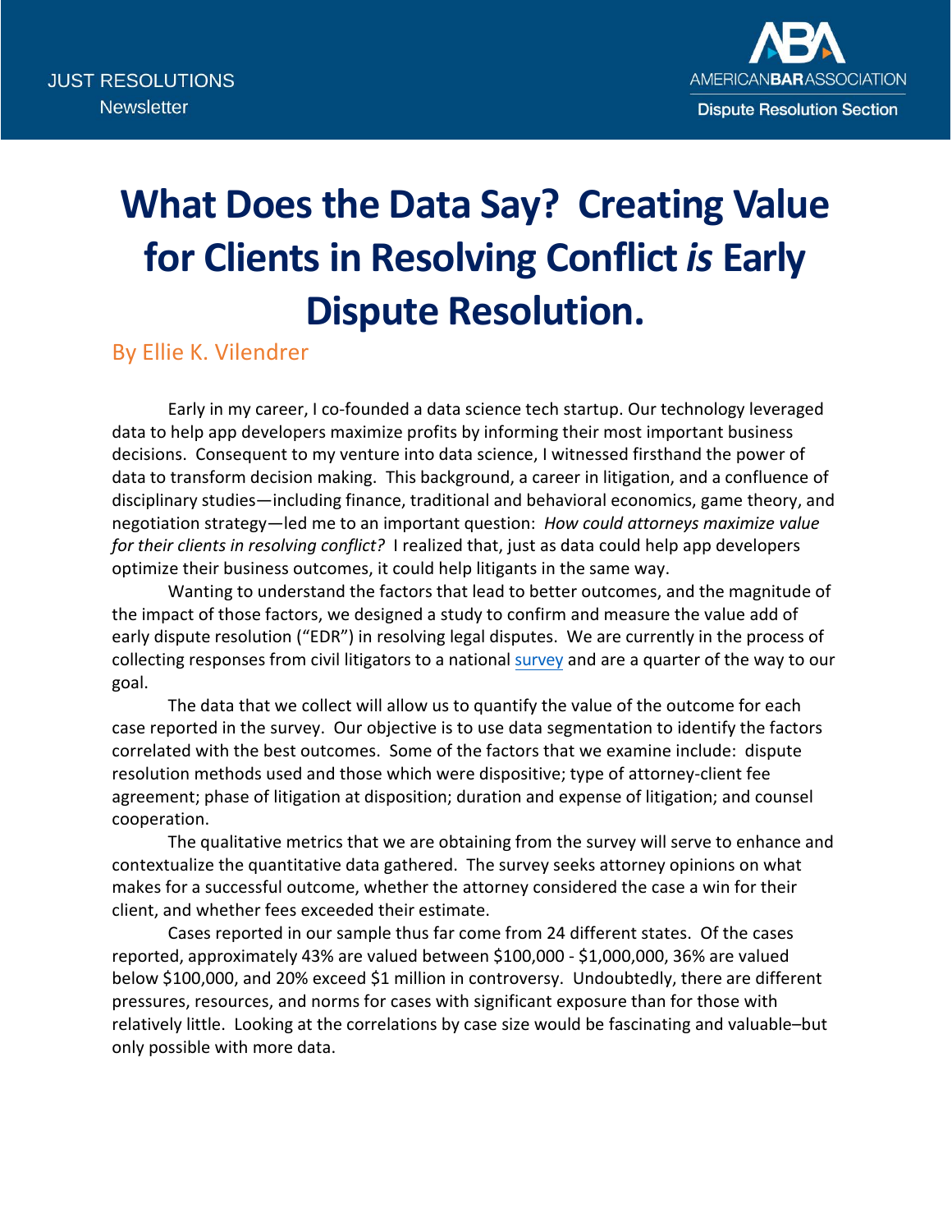# What Does the Data Say? Creating Value for Clients in Resolving Conflict *is* Early Dispute Resolution.

By Ellie K. Vilendrer

Early in my career, I co-founded a data science tech startup. Our technology leveraged data to help app developers maximize profits by informing their most important business decisions. Consequent to my venture into data science, I witnessed firsthand the power of data to transform decision making. This background, a career in litigation, and a confluence of disciplinary studies—including finance, traditional and behavioral economics, game theory, and negotiation strategy—led me to an important question: *How could attorneys maximize value for their clients in resolving conflict?* I realized that, just as data could help app developers optimize their business outcomes, it could help litigants in the same way.

Wanting to understand the factors that lead to better outcomes, and the magnitude of the impact of those factors, we designed a study to confirm and measure the value add of early dispute resolution ("EDR") in resolving legal disputes. We are currently in the process of collecting responses from civil litigators to a national survey and are a quarter of the way to our goal.

The data that we collect will allow us to quantify the value of the outcome for each case reported in the survey. Our objective is to use data segmentation to identify the factors correlated with the best outcomes. Some of the factors that we examine include: dispute resolution methods used and those which were dispositive; type of attorney-client fee agreement; phase of litigation at disposition; duration and expense of litigation; and counsel cooperation.

The qualitative metrics that we are obtaining from the survey will serve to enhance and contextualize the quantitative data gathered. The survey seeks attorney opinions on what makes for a successful outcome, whether the attorney considered the case a win for their client, and whether fees exceeded their estimate.

Cases reported in our sample thus far come from 24 different states. Of the cases reported, approximately 43% are valued between $100,000 - $1,000,000, 36% are valued below $100,000, and 20% exceed $1 million in controversy. Undoubtedly, there are different pressures, resources, and norms for cases with significant exposure than for those with relatively little. Looking at the correlations by case size would be fascinating and valuable–but only possible with more data.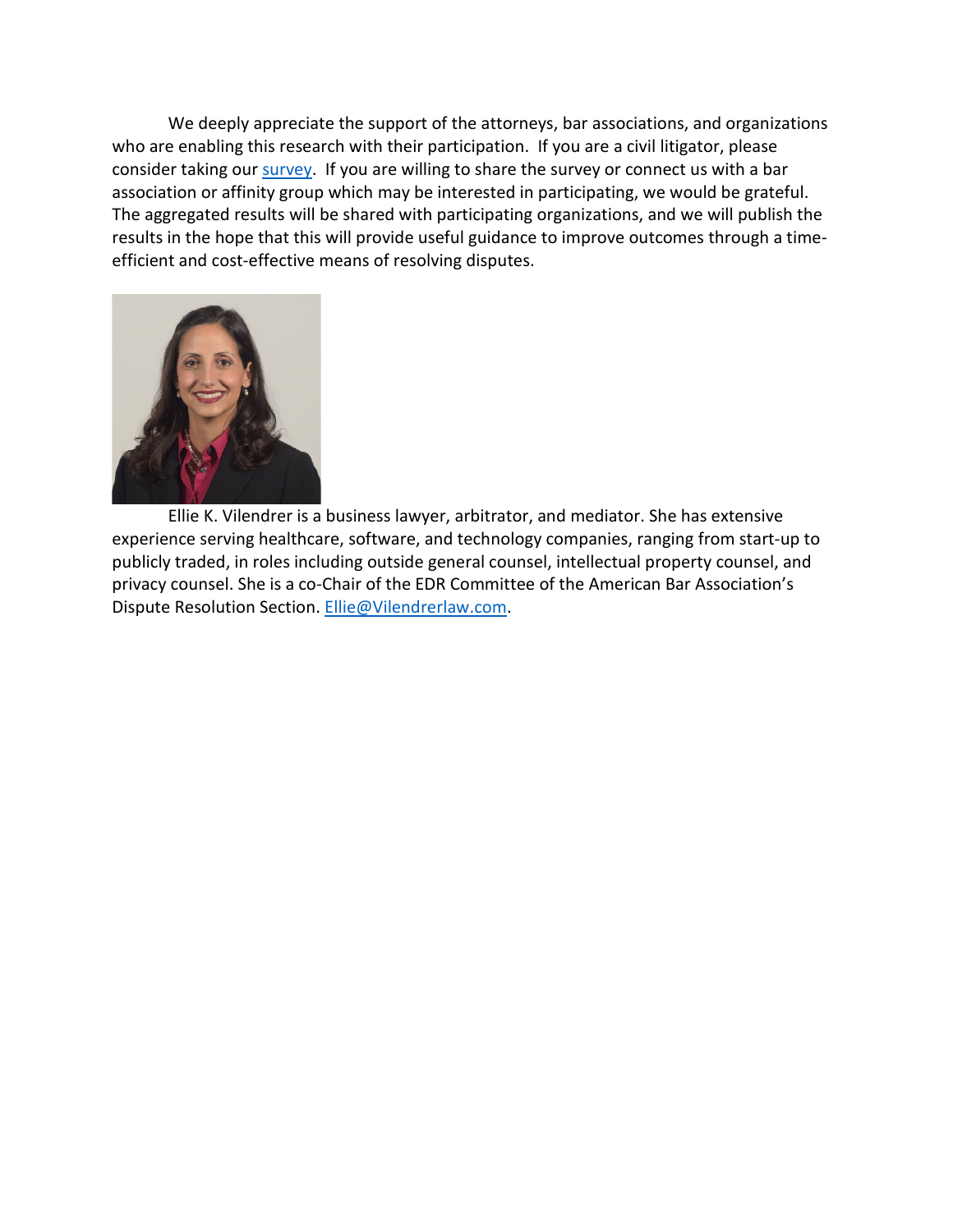We deeply appreciate the support of the attorneys, bar associations, and organizations who are enabling this research with their participation. If you are a civil litigator, please consider taking our survey. If you are willing to share the survey or connect us with a bar association or affinity group which may be interested in participating, we would be grateful. The aggregated results will be shared with participating organizations, and we will publish the results in the hope that this will provide useful guidance to improve outcomes through a time-efficient and cost-effective means of resolving disputes.

Ellie K. Vilendrer is a business lawyer, arbitrator, and mediator. She has extensive experience serving healthcare, software, and technology companies, ranging from start-up to publicly traded, in roles including outside general counsel, intellectual property counsel, and privacy counsel. She is a co-Chair of the EDR Committee of the American Bar Association's Dispute Resolution Section. Ellie@Vilendrerlaw.com.